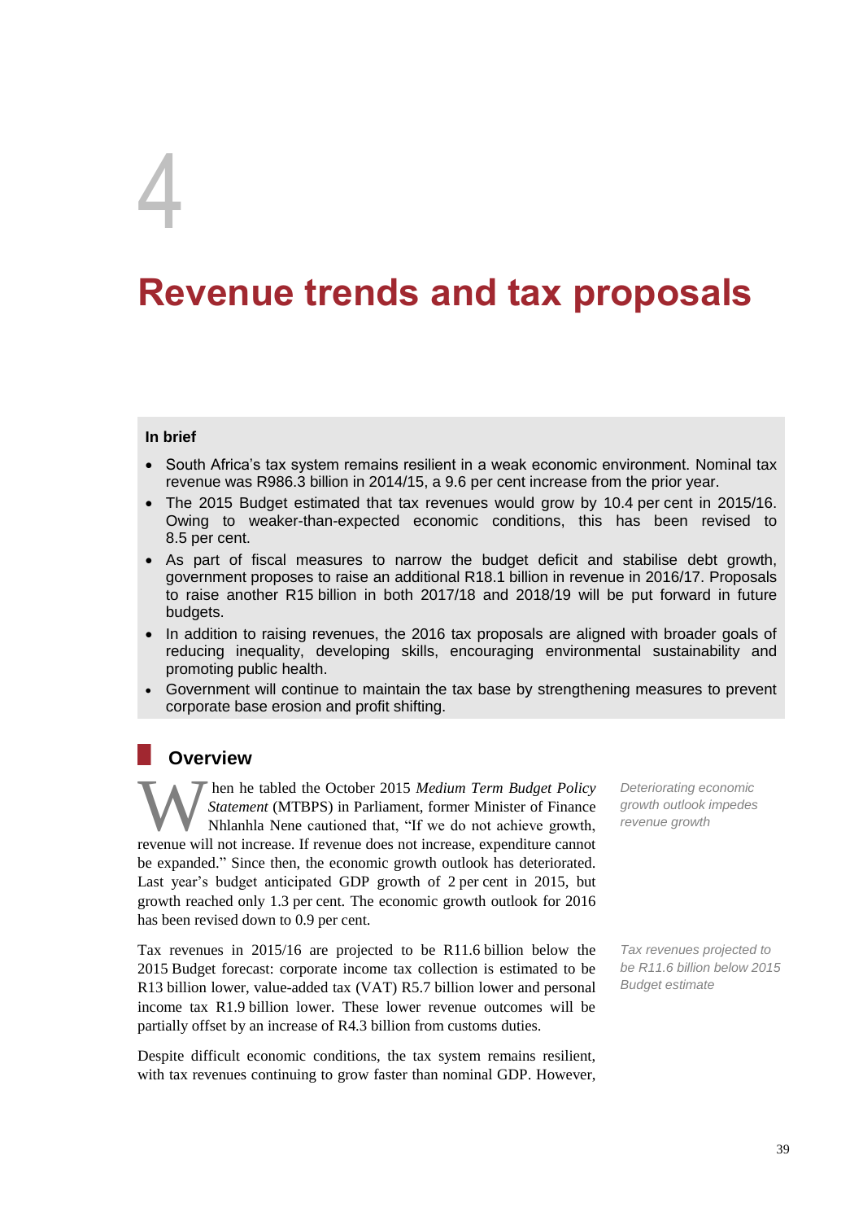# 4

# Revenue trends and tax proposals

**In brief**

- South Africa's tax system remains resilient in a weak economic environment. Nominal tax revenue was R986.3 billion in 2014/15, a 9.6 per cent increase from the prior year.
- The 2015 Budget estimated that tax revenues would grow by 10.4 per cent in 2015/16. Owing to weaker-than-expected economic conditions, this has been revised to 8.5 per cent.
- As part of fiscal measures to narrow the budget deficit and stabilise debt growth, government proposes to raise an additional R18.1 billion in revenue in 2016/17. Proposals to raise another R15 billion in both 2017/18 and 2018/19 will be put forward in future budgets.
- In addition to raising revenues, the 2016 tax proposals are aligned with broader goals of reducing inequality, developing skills, encouraging environmental sustainability and promoting public health.
- Government will continue to maintain the tax base by strengthening measures to prevent corporate base erosion and profit shifting.

## Overview

*Deteriorating economic growth outlook impedes revenue growth*

When he tabled the October 2015 *Medium Term Budget Policy Statement* (MTBPS) in Parliament, former Minister of Finance Nhlanhla Nene cautioned that, "If we do not achieve growth, revenue will not increase. If revenue does not increase, expenditure cannot be expanded." Since then, the economic growth outlook has deteriorated. Last year's budget anticipated GDP growth of 2 per cent in 2015, but growth reached only 1.3 per cent. The economic growth outlook for 2016 has been revised down to 0.9 per cent.

*Tax revenues projected to be R11.6 billion below 2015 Budget estimate*

Tax revenues in 2015/16 are projected to be R11.6 billion below the 2015 Budget forecast: corporate income tax collection is estimated to be R13 billion lower, value-added tax (VAT) R5.7 billion lower and personal income tax R1.9 billion lower. These lower revenue outcomes will be partially offset by an increase of R4.3 billion from customs duties.

Despite difficult economic conditions, the tax system remains resilient, with tax revenues continuing to grow faster than nominal GDP. However,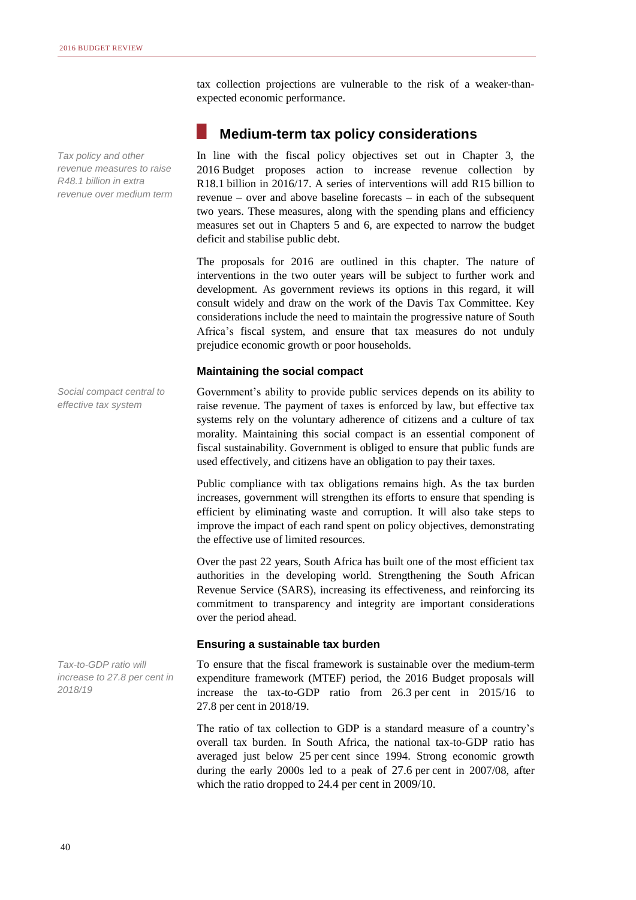tax collection projections are vulnerable to the risk of a weaker-than-expected economic performance.

## Medium-term tax policy considerations

*Tax policy and other revenue measures to raise R48.1 billion in extra revenue over medium term*

In line with the fiscal policy objectives set out in Chapter 3, the 2016 Budget proposes action to increase revenue collection by R18.1 billion in 2016/17. A series of interventions will add R15 billion to revenue – over and above baseline forecasts – in each of the subsequent two years. These measures, along with the spending plans and efficiency measures set out in Chapters 5 and 6, are expected to narrow the budget deficit and stabilise public debt.

The proposals for 2016 are outlined in this chapter. The nature of interventions in the two outer years will be subject to further work and development. As government reviews its options in this regard, it will consult widely and draw on the work of the Davis Tax Committee. Key considerations include the need to maintain the progressive nature of South Africa's fiscal system, and ensure that tax measures do not unduly prejudice economic growth or poor households.

### Maintaining the social compact

*Social compact central to effective tax system*

Government's ability to provide public services depends on its ability to raise revenue. The payment of taxes is enforced by law, but effective tax systems rely on the voluntary adherence of citizens and a culture of tax morality. Maintaining this social compact is an essential component of fiscal sustainability. Government is obliged to ensure that public funds are used effectively, and citizens have an obligation to pay their taxes.

Public compliance with tax obligations remains high. As the tax burden increases, government will strengthen its efforts to ensure that spending is efficient by eliminating waste and corruption. It will also take steps to improve the impact of each rand spent on policy objectives, demonstrating the effective use of limited resources.

Over the past 22 years, South Africa has built one of the most efficient tax authorities in the developing world. Strengthening the South African Revenue Service (SARS), increasing its effectiveness, and reinforcing its commitment to transparency and integrity are important considerations over the period ahead.

### Ensuring a sustainable tax burden

*Tax-to-GDP ratio will increase to 27.8 per cent in 2018/19*

To ensure that the fiscal framework is sustainable over the medium-term expenditure framework (MTEF) period, the 2016 Budget proposals will increase the tax-to-GDP ratio from 26.3 per cent in 2015/16 to 27.8 per cent in 2018/19.

The ratio of tax collection to GDP is a standard measure of a country's overall tax burden. In South Africa, the national tax-to-GDP ratio has averaged just below 25 per cent since 1994. Strong economic growth during the early 2000s led to a peak of 27.6 per cent in 2007/08, after which the ratio dropped to 24.4 per cent in 2009/10.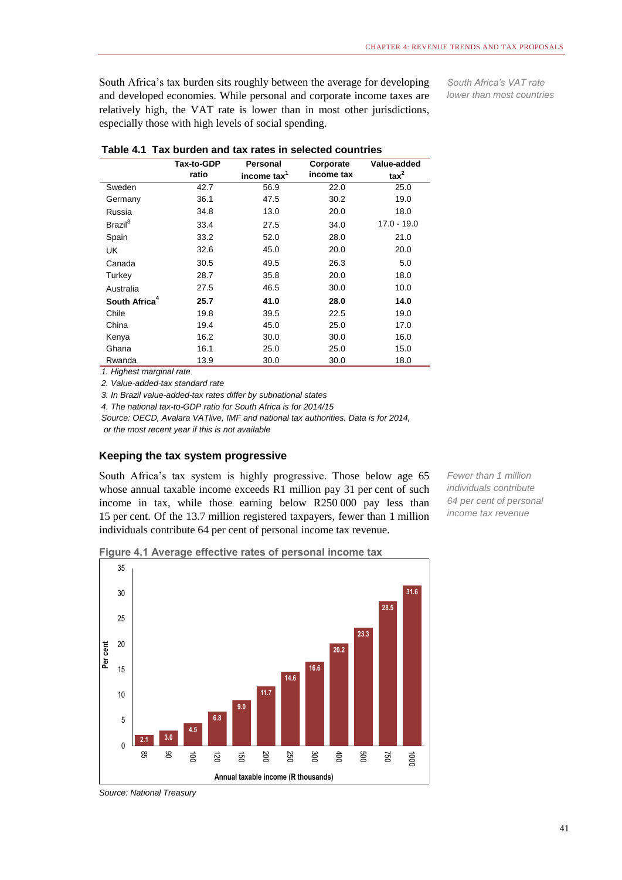South Africa's tax burden sits roughly between the average for developing and developed economies. While personal and corporate income taxes are relatively high, the VAT rate is lower than in most other jurisdictions, especially those with high levels of social spending.

*South Africa's VAT rate lower than most countries*

**Table 4.1 Tax burden and tax rates in selected countries**

| | Tax-to-GDP ratio | Personal income tax[1] | Corporate income tax | Value-added tax[2] |
|---|---|---|---|---|
| Sweden | 42.7 | 56.9 | 22.0 | 25.0 |
| Germany | 36.1 | 47.5 | 30.2 | 19.0 |
| Russia | 34.8 | 13.0 | 20.0 | 18.0 |
| Brazil[3] | 33.4 | 27.5 | 34.0 | 17.0 - 19.0 |
| Spain | 33.2 | 52.0 | 28.0 | 21.0 |
| UK | 32.6 | 45.0 | 20.0 | 20.0 |
| Canada | 30.5 | 49.5 | 26.3 | 5.0 |
| Turkey | 28.7 | 35.8 | 20.0 | 18.0 |
| Australia | 27.5 | 46.5 | 30.0 | 10.0 |
| **South Africa[4]** | **25.7** | **41.0** | **28.0** | **14.0** |
| Chile | 19.8 | 39.5 | 22.5 | 19.0 |
| China | 19.4 | 45.0 | 25.0 | 17.0 |
| Kenya | 16.2 | 30.0 | 30.0 | 16.0 |
| Ghana | 16.1 | 25.0 | 25.0 | 15.0 |
| Rwanda | 13.9 | 30.0 | 30.0 | 18.0 |

*1. Highest marginal rate*

*2. Value-added-tax standard rate*

*3. In Brazil value-added-tax rates differ by subnational states*

*4. The national tax-to-GDP ratio for South Africa is for 2014/15*

*Source: OECD, Avalara VATlive, IMF and national tax authorities. Data is for 2014, or the most recent year if this is not available*

### Keeping the tax system progressive

South Africa's tax system is highly progressive. Those below age 65 whose annual taxable income exceeds R1 million pay 31 per cent of such income in tax, while those earning below R250 000 pay less than 15 per cent. Of the 13.7 million registered taxpayers, fewer than 1 million individuals contribute 64 per cent of personal income tax revenue.

*Fewer than 1 million individuals contribute 64 per cent of personal income tax revenue*

**Figure 4.1 Average effective rates of personal income tax**

| Annual taxable income (R thousands) | Per cent |
|---|---|
| 85 | 2.1 |
| 90 | 3.0 |
| 100 | 4.5 |
| 120 | 6.8 |
| 150 | 9.0 |
| 200 | 11.7 |
| 250 | 14.6 |
| 300 | 16.6 |
| 400 | 20.2 |
| 500 | 23.3 |
| 750 | 28.5 |
| 1000 | 31.6 |

*Source: National Treasury*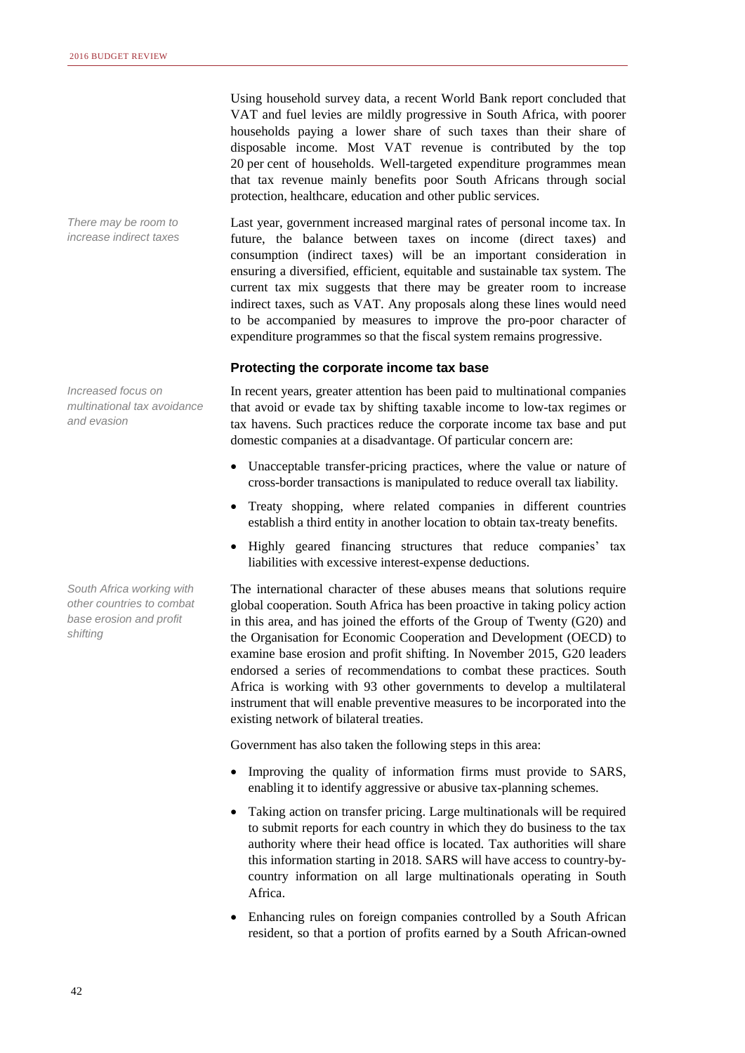Using household survey data, a recent World Bank report concluded that VAT and fuel levies are mildly progressive in South Africa, with poorer households paying a lower share of such taxes than their share of disposable income. Most VAT revenue is contributed by the top 20 per cent of households. Well-targeted expenditure programmes mean that tax revenue mainly benefits poor South Africans through social protection, healthcare, education and other public services.

*There may be room to increase indirect taxes*

Last year, government increased marginal rates of personal income tax. In future, the balance between taxes on income (direct taxes) and consumption (indirect taxes) will be an important consideration in ensuring a diversified, efficient, equitable and sustainable tax system. The current tax mix suggests that there may be greater room to increase indirect taxes, such as VAT. Any proposals along these lines would need to be accompanied by measures to improve the pro-poor character of expenditure programmes so that the fiscal system remains progressive.

### Protecting the corporate income tax base

*Increased focus on multinational tax avoidance and evasion*

In recent years, greater attention has been paid to multinational companies that avoid or evade tax by shifting taxable income to low-tax regimes or tax havens. Such practices reduce the corporate income tax base and put domestic companies at a disadvantage. Of particular concern are:

- Unacceptable transfer-pricing practices, where the value or nature of cross-border transactions is manipulated to reduce overall tax liability.
- Treaty shopping, where related companies in different countries establish a third entity in another location to obtain tax-treaty benefits.
- Highly geared financing structures that reduce companies' tax liabilities with excessive interest-expense deductions.

*South Africa working with other countries to combat base erosion and profit shifting*

The international character of these abuses means that solutions require global cooperation. South Africa has been proactive in taking policy action in this area, and has joined the efforts of the Group of Twenty (G20) and the Organisation for Economic Cooperation and Development (OECD) to examine base erosion and profit shifting. In November 2015, G20 leaders endorsed a series of recommendations to combat these practices. South Africa is working with 93 other governments to develop a multilateral instrument that will enable preventive measures to be incorporated into the existing network of bilateral treaties.

Government has also taken the following steps in this area:

- Improving the quality of information firms must provide to SARS, enabling it to identify aggressive or abusive tax-planning schemes.
- Taking action on transfer pricing. Large multinationals will be required to submit reports for each country in which they do business to the tax authority where their head office is located. Tax authorities will share this information starting in 2018. SARS will have access to country-by-country information on all large multinationals operating in South Africa.
- Enhancing rules on foreign companies controlled by a South African resident, so that a portion of profits earned by a South African-owned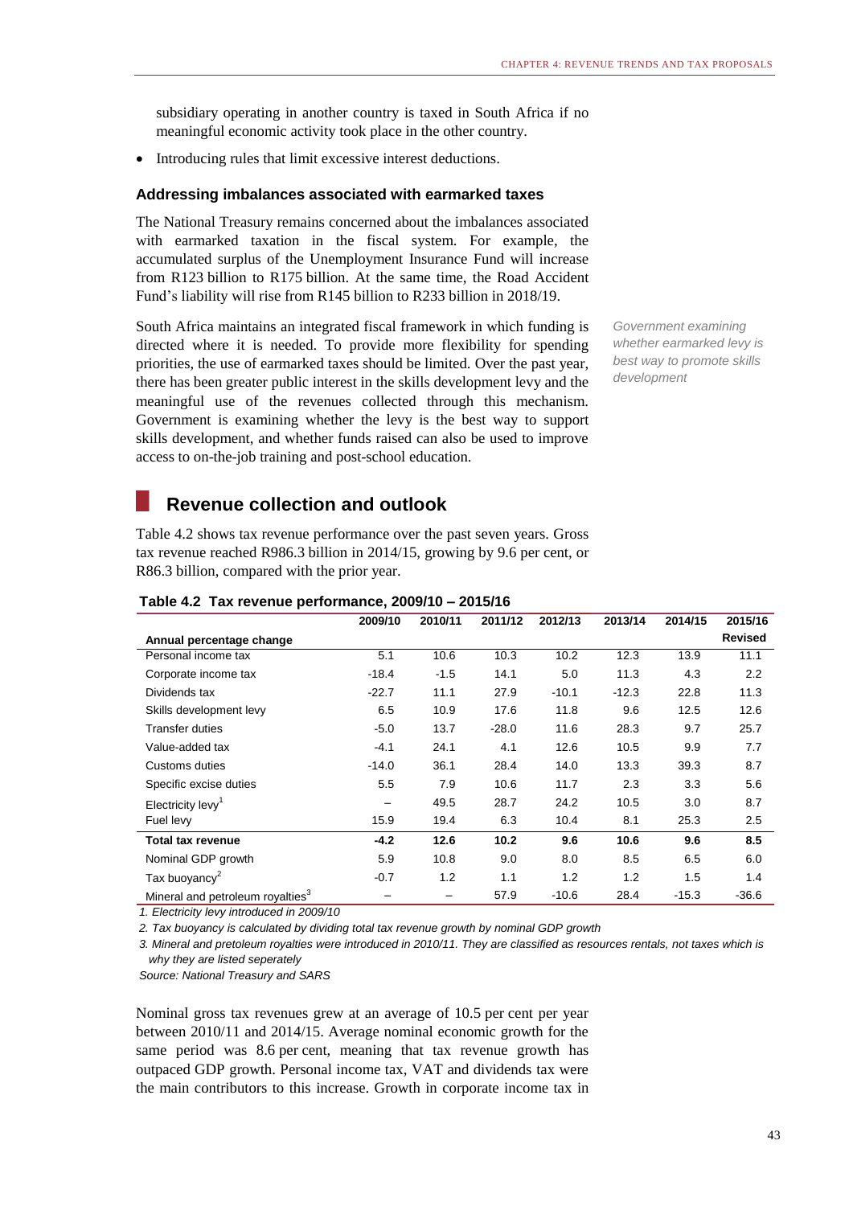subsidiary operating in another country is taxed in South Africa if no meaningful economic activity took place in the other country.

- Introducing rules that limit excessive interest deductions.

### Addressing imbalances associated with earmarked taxes

The National Treasury remains concerned about the imbalances associated with earmarked taxation in the fiscal system. For example, the accumulated surplus of the Unemployment Insurance Fund will increase from R123 billion to R175 billion. At the same time, the Road Accident Fund's liability will rise from R145 billion to R233 billion in 2018/19.

South Africa maintains an integrated fiscal framework in which funding is directed where it is needed. To provide more flexibility for spending priorities, the use of earmarked taxes should be limited. Over the past year, there has been greater public interest in the skills development levy and the meaningful use of the revenues collected through this mechanism. Government is examining whether the levy is the best way to support skills development, and whether funds raised can also be used to improve access to on-the-job training and post-school education.

*Government examining whether earmarked levy is best way to promote skills development*

## Revenue collection and outlook

Table 4.2 shows tax revenue performance over the past seven years. Gross tax revenue reached R986.3 billion in 2014/15, growing by 9.6 per cent, or R86.3 billion, compared with the prior year.

**Table 4.2 Tax revenue performance, 2009/10 – 2015/16**

| | 2009/10 | 2010/11 | 2011/12 | 2012/13 | 2013/14 | 2014/15 | 2015/16 |
|---|---|---|---|---|---|---|---|
| **Annual percentage change** | | | | | | | **Revised** |
| Personal income tax | 5.1 | 10.6 | 10.3 | 10.2 | 12.3 | 13.9 | 11.1 |
| Corporate income tax | -18.4 | -1.5 | 14.1 | 5.0 | 11.3 | 4.3 | 2.2 |
| Dividends tax | -22.7 | 11.1 | 27.9 | -10.1 | -12.3 | 22.8 | 11.3 |
| Skills development levy | 6.5 | 10.9 | 17.6 | 11.8 | 9.6 | 12.5 | 12.6 |
| Transfer duties | -5.0 | 13.7 | -28.0 | 11.6 | 28.3 | 9.7 | 25.7 |
| Value-added tax | -4.1 | 24.1 | 4.1 | 12.6 | 10.5 | 9.9 | 7.7 |
| Customs duties | -14.0 | 36.1 | 28.4 | 14.0 | 13.3 | 39.3 | 8.7 |
| Specific excise duties | 5.5 | 7.9 | 10.6 | 11.7 | 2.3 | 3.3 | 5.6 |
| Electricity levy[1] | – | 49.5 | 28.7 | 24.2 | 10.5 | 3.0 | 8.7 |
| Fuel levy | 15.9 | 19.4 | 6.3 | 10.4 | 8.1 | 25.3 | 2.5 |
| **Total tax revenue** | **-4.2** | **12.6** | **10.2** | **9.6** | **10.6** | **9.6** | **8.5** |
| Nominal GDP growth | 5.9 | 10.8 | 9.0 | 8.0 | 8.5 | 6.5 | 6.0 |
| Tax buoyancy[2] | -0.7 | 1.2 | 1.1 | 1.2 | 1.2 | 1.5 | 1.4 |
| Mineral and petroleum royalties[3] | – | – | 57.9 | -10.6 | 28.4 | -15.3 | -36.6 |

*1. Electricity levy introduced in 2009/10*

*2. Tax buoyancy is calculated by dividing total tax revenue growth by nominal GDP growth*

*3. Mineral and pretoleum royalties were introduced in 2010/11. They are classified as resources rentals, not taxes which is why they are listed seperately*

*Source: National Treasury and SARS*

Nominal gross tax revenues grew at an average of 10.5 per cent per year between 2010/11 and 2014/15. Average nominal economic growth for the same period was 8.6 per cent, meaning that tax revenue growth has outpaced GDP growth. Personal income tax, VAT and dividends tax were the main contributors to this increase. Growth in corporate income tax in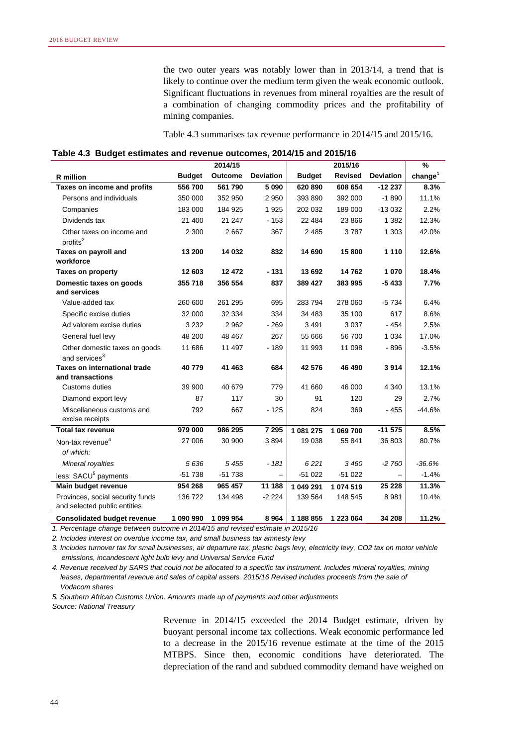the two outer years was notably lower than in 2013/14, a trend that is likely to continue over the medium term given the weak economic outlook. Significant fluctuations in revenues from mineral royalties are the result of a combination of changing commodity prices and the profitability of mining companies.

Table 4.3 summarises tax revenue performance in 2014/15 and 2015/16.

**Table 4.3 Budget estimates and revenue outcomes, 2014/15 and 2015/16**

| | 2014/15 | | | 2015/16 | | | % |
|---|---|---|---|---|---|---|---|
| **R million** | **Budget** | **Outcome** | **Deviation** | **Budget** | **Revised** | **Deviation** | **change[1]** |
| **Taxes on income and profits** | **556 700** | **561 790** | **5 090** | **620 890** | **608 654** | **-12 237** | **8.3%** |
| Persons and individuals | 350 000 | 352 950 | 2 950 | 393 890 | 392 000 | -1 890 | 11.1% |
| Companies | 183 000 | 184 925 | 1 925 | 202 032 | 189 000 | -13 032 | 2.2% |
| Dividends tax | 21 400 | 21 247 | - 153 | 22 484 | 23 866 | 1 382 | 12.3% |
| Other taxes on income and profits[2] | 2 300 | 2 667 | 367 | 2 485 | 3 787 | 1 303 | 42.0% |
| **Taxes on payroll and workforce** | **13 200** | **14 032** | **832** | **14 690** | **15 800** | **1 110** | **12.6%** |
| **Taxes on property** | **12 603** | **12 472** | **- 131** | **13 692** | **14 762** | **1 070** | **18.4%** |
| **Domestic taxes on goods and services** | **355 718** | **356 554** | **837** | **389 427** | **383 995** | **-5 433** | **7.7%** |
| Value-added tax | 260 600 | 261 295 | 695 | 283 794 | 278 060 | -5 734 | 6.4% |
| Specific excise duties | 32 000 | 32 334 | 334 | 34 483 | 35 100 | 617 | 8.6% |
| Ad valorem excise duties | 3 232 | 2 962 | - 269 | 3 491 | 3 037 | - 454 | 2.5% |
| General fuel levy | 48 200 | 48 467 | 267 | 55 666 | 56 700 | 1 034 | 17.0% |
| Other domestic taxes on goods and services[3] | 11 686 | 11 497 | - 189 | 11 993 | 11 098 | - 896 | -3.5% |
| **Taxes on international trade and transactions** | **40 779** | **41 463** | **684** | **42 576** | **46 490** | **3 914** | **12.1%** |
| Customs duties | 39 900 | 40 679 | 779 | 41 660 | 46 000 | 4 340 | 13.1% |
| Diamond export levy | 87 | 117 | 30 | 91 | 120 | 29 | 2.7% |
| Miscellaneous customs and excise receipts | 792 | 667 | - 125 | 824 | 369 | - 455 | -44.6% |
| **Total tax revenue** | **979 000** | **986 295** | **7 295** | **1 081 275** | **1 069 700** | **-11 575** | **8.5%** |
| Non-tax revenue[4] *of which:* | 27 006 | 30 900 | 3 894 | 19 038 | 55 841 | 36 803 | 80.7% |
| *Mineral royalties* | *5 636* | *5 455* | *- 181* | *6 221* | *3 460* | *-2 760* | *-36.6%* |
| less: SACU[5] payments | -51 738 | -51 738 | – | -51 022 | -51 022 | – | -1.4% |
| **Main budget revenue** | **954 268** | **965 457** | **11 188** | **1 049 291** | **1 074 519** | **25 228** | **11.3%** |
| Provinces, social security funds and selected public entities | 136 722 | 134 498 | -2 224 | 139 564 | 148 545 | 8 981 | 10.4% |
| **Consolidated budget revenue** | **1 090 990** | **1 099 954** | **8 964** | **1 188 855** | **1 223 064** | **34 208** | **11.2%** |

*1. Percentage change between outcome in 2014/15 and revised estimate in 2015/16*

*2. Includes interest on overdue income tax, and small business tax amnesty levy*

*3. Includes turnover tax for small businesses, air departure tax, plastic bags levy, electricity levy, CO2 tax on motor vehicle emissions, incandescent light bulb levy and Universal Service Fund*

*4. Revenue received by SARS that could not be allocated to a specific tax instrument. Includes mineral royalties, mining leases, departmental revenue and sales of capital assets. 2015/16 Revised includes proceeds from the sale of Vodacom shares*

*5. Southern African Customs Union. Amounts made up of payments and other adjustments*

*Source: National Treasury*

Revenue in 2014/15 exceeded the 2014 Budget estimate, driven by buoyant personal income tax collections. Weak economic performance led to a decrease in the 2015/16 revenue estimate at the time of the 2015 MTBPS. Since then, economic conditions have deteriorated. The depreciation of the rand and subdued commodity demand have weighed on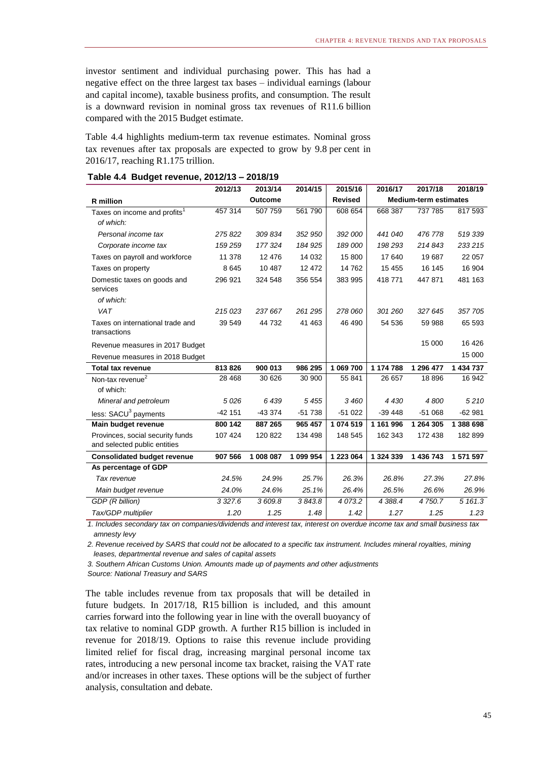investor sentiment and individual purchasing power. This has had a negative effect on the three largest tax bases – individual earnings (labour and capital income), taxable business profits, and consumption. The result is a downward revision in nominal gross tax revenues of R11.6 billion compared with the 2015 Budget estimate.

Table 4.4 highlights medium-term tax revenue estimates. Nominal gross tax revenues after tax proposals are expected to grow by 9.8 per cent in 2016/17, reaching R1.175 trillion.

**Table 4.4 Budget revenue, 2012/13 – 2018/19**

| | 2012/13 | 2013/14 | 2014/15 | 2015/16 | 2016/17 | 2017/18 | 2018/19 |
|---|---|---|---|---|---|---|---|
| **R million** | | **Outcome** | | **Revised** | | **Medium-term estimates** | |
| Taxes on income and profits[1] | 457 314 | 507 759 | 561 790 | 608 654 | 668 387 | 737 785 | 817 593 |
| *of which:* | | | | | | | |
| *Personal income tax* | *275 822* | *309 834* | *352 950* | *392 000* | *441 040* | *476 778* | *519 339* |
| *Corporate income tax* | *159 259* | *177 324* | *184 925* | *189 000* | *198 293* | *214 843* | *233 215* |
| Taxes on payroll and workforce | 11 378 | 12 476 | 14 032 | 15 800 | 17 640 | 19 687 | 22 057 |
| Taxes on property | 8 645 | 10 487 | 12 472 | 14 762 | 15 455 | 16 145 | 16 904 |
| Domestic taxes on goods and services | 296 921 | 324 548 | 356 554 | 383 995 | 418 771 | 447 871 | 481 163 |
| *of which:* | | | | | | | |
| *VAT* | *215 023* | *237 667* | *261 295* | *278 060* | *301 260* | *327 645* | *357 705* |
| Taxes on international trade and transactions | 39 549 | 44 732 | 41 463 | 46 490 | 54 536 | 59 988 | 65 593 |
| Revenue measures in 2017 Budget | | | | | | 15 000 | 16 426 |
| Revenue measures in 2018 Budget | | | | | | | 15 000 |
| **Total tax revenue** | **813 826** | **900 013** | **986 295** | **1 069 700** | **1 174 788** | **1 296 477** | **1 434 737** |
| Non-tax revenue[2] | 28 468 | 30 626 | 30 900 | 55 841 | 26 657 | 18 896 | 16 942 |
| of which: | | | | | | | |
| *Mineral and petroleum* | *5 026* | *6 439* | *5 455* | *3 460* | *4 430* | *4 800* | *5 210* |
| less: SACU[3] payments | -42 151 | -43 374 | -51 738 | -51 022 | -39 448 | -51 068 | -62 981 |
| **Main budget revenue** | **800 142** | **887 265** | **965 457** | **1 074 519** | **1 161 996** | **1 264 305** | **1 388 698** |
| Provinces, social security funds and selected public entities | 107 424 | 120 822 | 134 498 | 148 545 | 162 343 | 172 438 | 182 899 |
| **Consolidated budget revenue** | **907 566** | **1 008 087** | **1 099 954** | **1 223 064** | **1 324 339** | **1 436 743** | **1 571 597** |
| **As percentage of GDP** | | | | | | | |
| *Tax revenue* | *24.5%* | *24.9%* | *25.7%* | *26.3%* | *26.8%* | *27.3%* | *27.8%* |
| *Main budget revenue* | *24.0%* | *24.6%* | *25.1%* | *26.4%* | *26.5%* | *26.6%* | *26.9%* |
| *GDP (R billion)* | *3 327.6* | *3 609.8* | *3 843.8* | *4 073.2* | *4 388.4* | *4 750.7* | *5 161.3* |
| *Tax/GDP multiplier* | *1.20* | *1.25* | *1.48* | *1.42* | *1.27* | *1.25* | *1.23* |

*1. Includes secondary tax on companies/dividends and interest tax, interest on overdue income tax and small business tax amnesty levy*

*2. Revenue received by SARS that could not be allocated to a specific tax instrument. Includes mineral royalties, mining leases, departmental revenue and sales of capital assets*

*3. Southern African Customs Union. Amounts made up of payments and other adjustments*

*Source: National Treasury and SARS*

The table includes revenue from tax proposals that will be detailed in future budgets. In 2017/18, R15 billion is included, and this amount carries forward into the following year in line with the overall buoyancy of tax relative to nominal GDP growth. A further R15 billion is included in revenue for 2018/19. Options to raise this revenue include providing limited relief for fiscal drag, increasing marginal personal income tax rates, introducing a new personal income tax bracket, raising the VAT rate and/or increases in other taxes. These options will be the subject of further analysis, consultation and debate.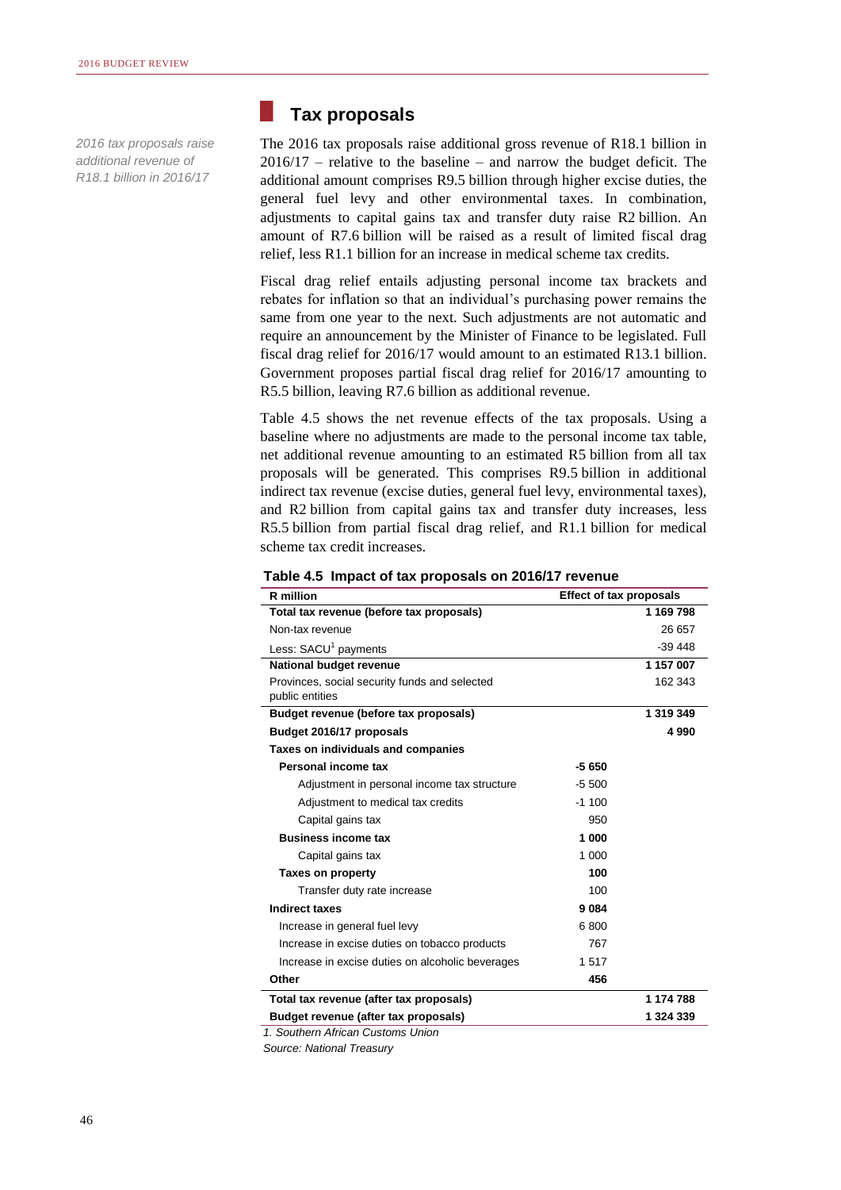## Tax proposals

*2016 tax proposals raise additional revenue of R18.1 billion in 2016/17*

The 2016 tax proposals raise additional gross revenue of R18.1 billion in 2016/17 – relative to the baseline – and narrow the budget deficit. The additional amount comprises R9.5 billion through higher excise duties, the general fuel levy and other environmental taxes. In combination, adjustments to capital gains tax and transfer duty raise R2 billion. An amount of R7.6 billion will be raised as a result of limited fiscal drag relief, less R1.1 billion for an increase in medical scheme tax credits.

Fiscal drag relief entails adjusting personal income tax brackets and rebates for inflation so that an individual's purchasing power remains the same from one year to the next. Such adjustments are not automatic and require an announcement by the Minister of Finance to be legislated. Full fiscal drag relief for 2016/17 would amount to an estimated R13.1 billion. Government proposes partial fiscal drag relief for 2016/17 amounting to R5.5 billion, leaving R7.6 billion as additional revenue.

Table 4.5 shows the net revenue effects of the tax proposals. Using a baseline where no adjustments are made to the personal income tax table, net additional revenue amounting to an estimated R5 billion from all tax proposals will be generated. This comprises R9.5 billion in additional indirect tax revenue (excise duties, general fuel levy, environmental taxes), and R2 billion from capital gains tax and transfer duty increases, less R5.5 billion from partial fiscal drag relief, and R1.1 billion for medical scheme tax credit increases.

**Table 4.5 Impact of tax proposals on 2016/17 revenue**

| R million | Effect of tax proposals | |
|---|---|---|
| **Total tax revenue (before tax proposals)** | | **1 169 798** |
| Non-tax revenue | | 26 657 |
| Less: SACU[1] payments | | -39 448 |
| **National budget revenue** | | **1 157 007** |
| Provinces, social security funds and selected public entities | | 162 343 |
| **Budget revenue (before tax proposals)** | | **1 319 349** |
| **Budget 2016/17 proposals** | | **4 990** |
| **Taxes on individuals and companies** | | |
| **Personal income tax** | **-5 650** | |
| Adjustment in personal income tax structure | -5 500 | |
| Adjustment to medical tax credits | -1 100 | |
| Capital gains tax | 950 | |
| **Business income tax** | **1 000** | |
| Capital gains tax | 1 000 | |
| **Taxes on property** | **100** | |
| Transfer duty rate increase | 100 | |
| **Indirect taxes** | **9 084** | |
| Increase in general fuel levy | 6 800 | |
| Increase in excise duties on tobacco products | 767 | |
| Increase in excise duties on alcoholic beverages | 1 517 | |
| **Other** | **456** | |
| **Total tax revenue (after tax proposals)** | | **1 174 788** |
| **Budget revenue (after tax proposals)** | | **1 324 339** |

*1. Southern African Customs Union*

*Source: National Treasury*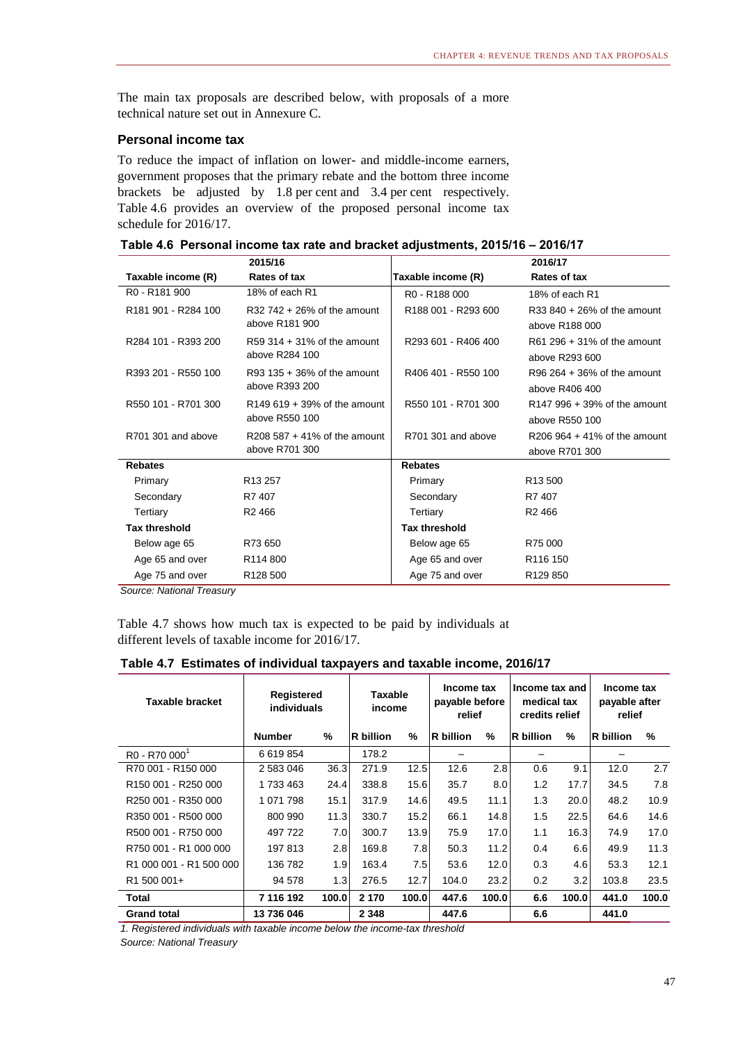The main tax proposals are described below, with proposals of a more technical nature set out in Annexure C.

### Personal income tax

To reduce the impact of inflation on lower- and middle-income earners, government proposes that the primary rebate and the bottom three income brackets be adjusted by 1.8 per cent and 3.4 per cent respectively. Table 4.6 provides an overview of the proposed personal income tax schedule for 2016/17.

**Table 4.6 Personal income tax rate and bracket adjustments, 2015/16 – 2016/17**

| 2015/16 | | 2016/17 | |
|---|---|---|---|
| **Taxable income (R)** | **Rates of tax** | **Taxable income (R)** | **Rates of tax** |
| R0 - R181 900 | 18% of each R1 | R0 - R188 000 | 18% of each R1 |
| R181 901 - R284 100 | R32 742 + 26% of the amount above R181 900 | R188 001 - R293 600 | R33 840 + 26% of the amount above R188 000 |
| R284 101 - R393 200 | R59 314 + 31% of the amount above R284 100 | R293 601 - R406 400 | R61 296 + 31% of the amount above R293 600 |
| R393 201 - R550 100 | R93 135 + 36% of the amount above R393 200 | R406 401 - R550 100 | R96 264 + 36% of the amount above R406 400 |
| R550 101 - R701 300 | R149 619 + 39% of the amount above R550 100 | R550 101 - R701 300 | R147 996 + 39% of the amount above R550 100 |
| R701 301 and above | R208 587 + 41% of the amount above R701 300 | R701 301 and above | R206 964 + 41% of the amount above R701 300 |
| **Rebates** | | **Rebates** | |
| Primary | R13 257 | Primary | R13 500 |
| Secondary | R7 407 | Secondary | R7 407 |
| Tertiary | R2 466 | Tertiary | R2 466 |
| **Tax threshold** | | **Tax threshold** | |
| Below age 65 | R73 650 | Below age 65 | R75 000 |
| Age 65 and over | R114 800 | Age 65 and over | R116 150 |
| Age 75 and over | R128 500 | Age 75 and over | R129 850 |

*Source: National Treasury*

Table 4.7 shows how much tax is expected to be paid by individuals at different levels of taxable income for 2016/17.

**Table 4.7 Estimates of individual taxpayers and taxable income, 2016/17**

| Taxable bracket | Registered individuals | | Taxable income | | Income tax payable before relief | | Income tax and medical tax credits relief | | Income tax payable after relief | |
|---|---|---|---|---|---|---|---|---|---|---|
| | **Number** | **%** | **R billion** | **%** | **R billion** | **%** | **R billion** | **%** | **R billion** | **%** |
| R0 - R70 000[1] | 6 619 854 | | 178.2 | | – | | – | | – | |
| R70 001 - R150 000 | 2 583 046 | 36.3 | 271.9 | 12.5 | 12.6 | 2.8 | 0.6 | 9.1 | 12.0 | 2.7 |
| R150 001 - R250 000 | 1 733 463 | 24.4 | 338.8 | 15.6 | 35.7 | 8.0 | 1.2 | 17.7 | 34.5 | 7.8 |
| R250 001 - R350 000 | 1 071 798 | 15.1 | 317.9 | 14.6 | 49.5 | 11.1 | 1.3 | 20.0 | 48.2 | 10.9 |
| R350 001 - R500 000 | 800 990 | 11.3 | 330.7 | 15.2 | 66.1 | 14.8 | 1.5 | 22.5 | 64.6 | 14.6 |
| R500 001 - R750 000 | 497 722 | 7.0 | 300.7 | 13.9 | 75.9 | 17.0 | 1.1 | 16.3 | 74.9 | 17.0 |
| R750 001 - R1 000 000 | 197 813 | 2.8 | 169.8 | 7.8 | 50.3 | 11.2 | 0.4 | 6.6 | 49.9 | 11.3 |
| R1 000 001 - R1 500 000 | 136 782 | 1.9 | 163.4 | 7.5 | 53.6 | 12.0 | 0.3 | 4.6 | 53.3 | 12.1 |
| R1 500 001+ | 94 578 | 1.3 | 276.5 | 12.7 | 104.0 | 23.2 | 0.2 | 3.2 | 103.8 | 23.5 |
| **Total** | **7 116 192** | **100.0** | **2 170** | **100.0** | **447.6** | **100.0** | **6.6** | **100.0** | **441.0** | **100.0** |
| **Grand total** | **13 736 046** | | **2 348** | | **447.6** | | **6.6** | | **441.0** | |

*1. Registered individuals with taxable income below the income-tax threshold*

*Source: National Treasury*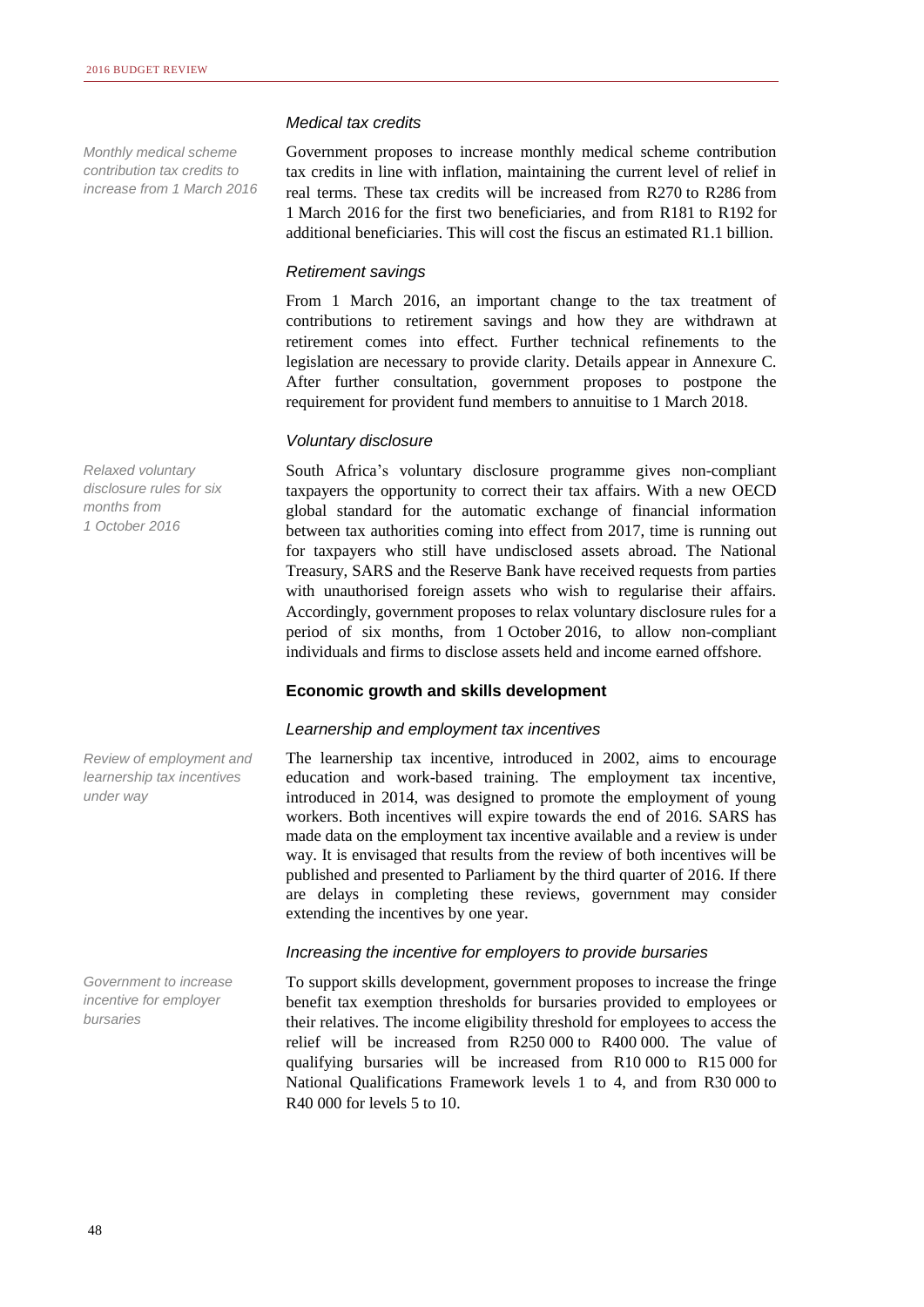### *Medical tax credits*

*Monthly medical scheme contribution tax credits to increase from 1 March 2016*

Government proposes to increase monthly medical scheme contribution tax credits in line with inflation, maintaining the current level of relief in real terms. These tax credits will be increased from R270 to R286 from 1 March 2016 for the first two beneficiaries, and from R181 to R192 for additional beneficiaries. This will cost the fiscus an estimated R1.1 billion.

### *Retirement savings*

From 1 March 2016, an important change to the tax treatment of contributions to retirement savings and how they are withdrawn at retirement comes into effect. Further technical refinements to the legislation are necessary to provide clarity. Details appear in Annexure C. After further consultation, government proposes to postpone the requirement for provident fund members to annuitise to 1 March 2018.

### *Voluntary disclosure*

*Relaxed voluntary disclosure rules for six months from 1 October 2016*

South Africa's voluntary disclosure programme gives non-compliant taxpayers the opportunity to correct their tax affairs. With a new OECD global standard for the automatic exchange of financial information between tax authorities coming into effect from 2017, time is running out for taxpayers who still have undisclosed assets abroad. The National Treasury, SARS and the Reserve Bank have received requests from parties with unauthorised foreign assets who wish to regularise their affairs. Accordingly, government proposes to relax voluntary disclosure rules for a period of six months, from 1 October 2016, to allow non-compliant individuals and firms to disclose assets held and income earned offshore.

## **Economic growth and skills development**

### *Learnership and employment tax incentives*

*Review of employment and learnership tax incentives under way*

The learnership tax incentive, introduced in 2002, aims to encourage education and work-based training. The employment tax incentive, introduced in 2014, was designed to promote the employment of young workers. Both incentives will expire towards the end of 2016. SARS has made data on the employment tax incentive available and a review is under way. It is envisaged that results from the review of both incentives will be published and presented to Parliament by the third quarter of 2016. If there are delays in completing these reviews, government may consider extending the incentives by one year.

### *Increasing the incentive for employers to provide bursaries*

*Government to increase incentive for employer bursaries*

To support skills development, government proposes to increase the fringe benefit tax exemption thresholds for bursaries provided to employees or their relatives. The income eligibility threshold for employees to access the relief will be increased from R250 000 to R400 000. The value of qualifying bursaries will be increased from R10 000 to R15 000 for National Qualifications Framework levels 1 to 4, and from R30 000 to R40 000 for levels 5 to 10.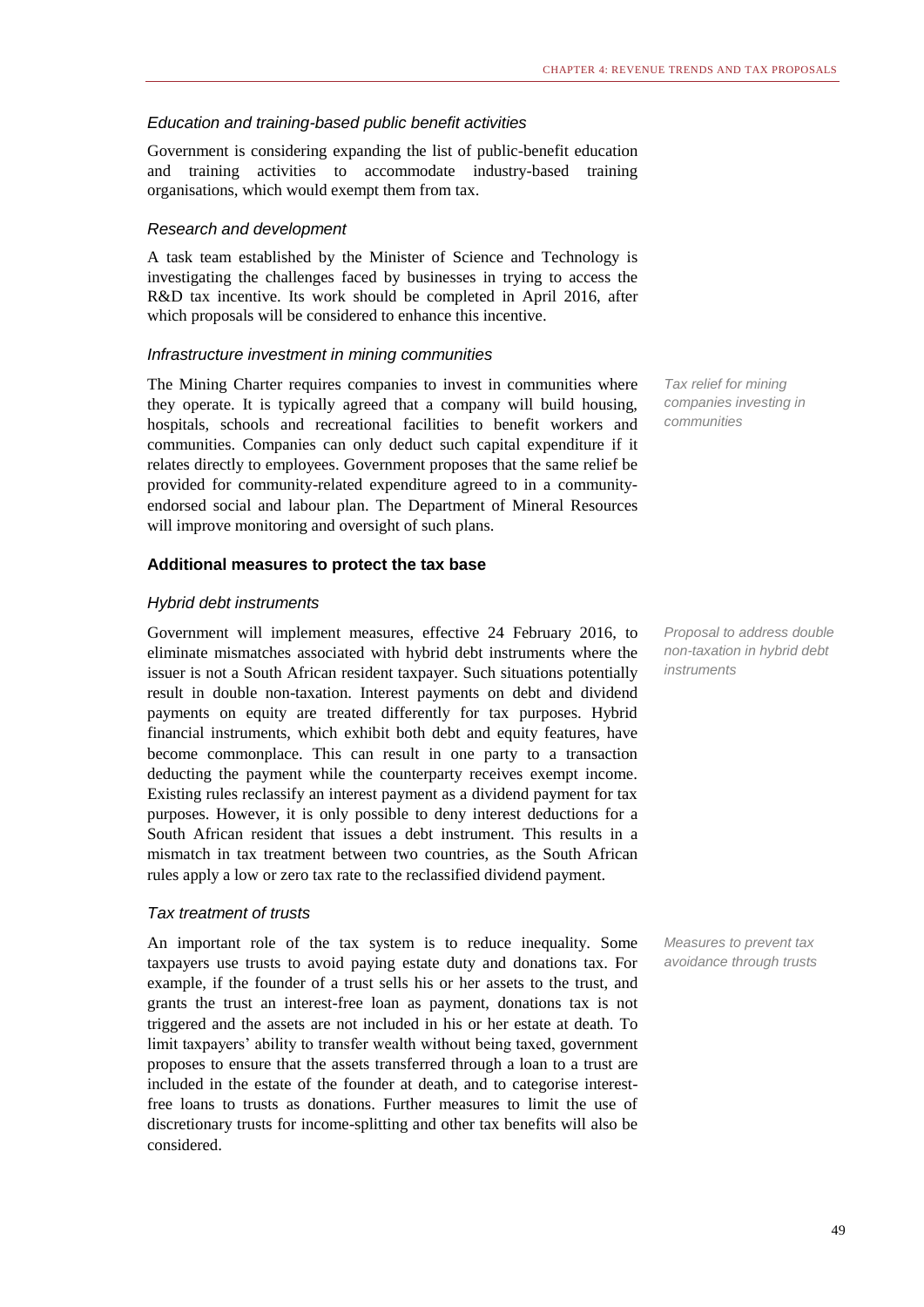### *Education and training-based public benefit activities*

Government is considering expanding the list of public-benefit education and training activities to accommodate industry-based training organisations, which would exempt them from tax.

### *Research and development*

A task team established by the Minister of Science and Technology is investigating the challenges faced by businesses in trying to access the R&D tax incentive. Its work should be completed in April 2016, after which proposals will be considered to enhance this incentive.

### *Infrastructure investment in mining communities*

*Tax relief for mining companies investing in communities*

The Mining Charter requires companies to invest in communities where they operate. It is typically agreed that a company will build housing, hospitals, schools and recreational facilities to benefit workers and communities. Companies can only deduct such capital expenditure if it relates directly to employees. Government proposes that the same relief be provided for community-related expenditure agreed to in a community-endorsed social and labour plan. The Department of Mineral Resources will improve monitoring and oversight of such plans.

## **Additional measures to protect the tax base**

### *Hybrid debt instruments*

*Proposal to address double non-taxation in hybrid debt instruments*

Government will implement measures, effective 24 February 2016, to eliminate mismatches associated with hybrid debt instruments where the issuer is not a South African resident taxpayer. Such situations potentially result in double non-taxation. Interest payments on debt and dividend payments on equity are treated differently for tax purposes. Hybrid financial instruments, which exhibit both debt and equity features, have become commonplace. This can result in one party to a transaction deducting the payment while the counterparty receives exempt income. Existing rules reclassify an interest payment as a dividend payment for tax purposes. However, it is only possible to deny interest deductions for a South African resident that issues a debt instrument. This results in a mismatch in tax treatment between two countries, as the South African rules apply a low or zero tax rate to the reclassified dividend payment.

### *Tax treatment of trusts*

*Measures to prevent tax avoidance through trusts*

An important role of the tax system is to reduce inequality. Some taxpayers use trusts to avoid paying estate duty and donations tax. For example, if the founder of a trust sells his or her assets to the trust, and grants the trust an interest-free loan as payment, donations tax is not triggered and the assets are not included in his or her estate at death. To limit taxpayers' ability to transfer wealth without being taxed, government proposes to ensure that the assets transferred through a loan to a trust are included in the estate of the founder at death, and to categorise interest-free loans to trusts as donations. Further measures to limit the use of discretionary trusts for income-splitting and other tax benefits will also be considered.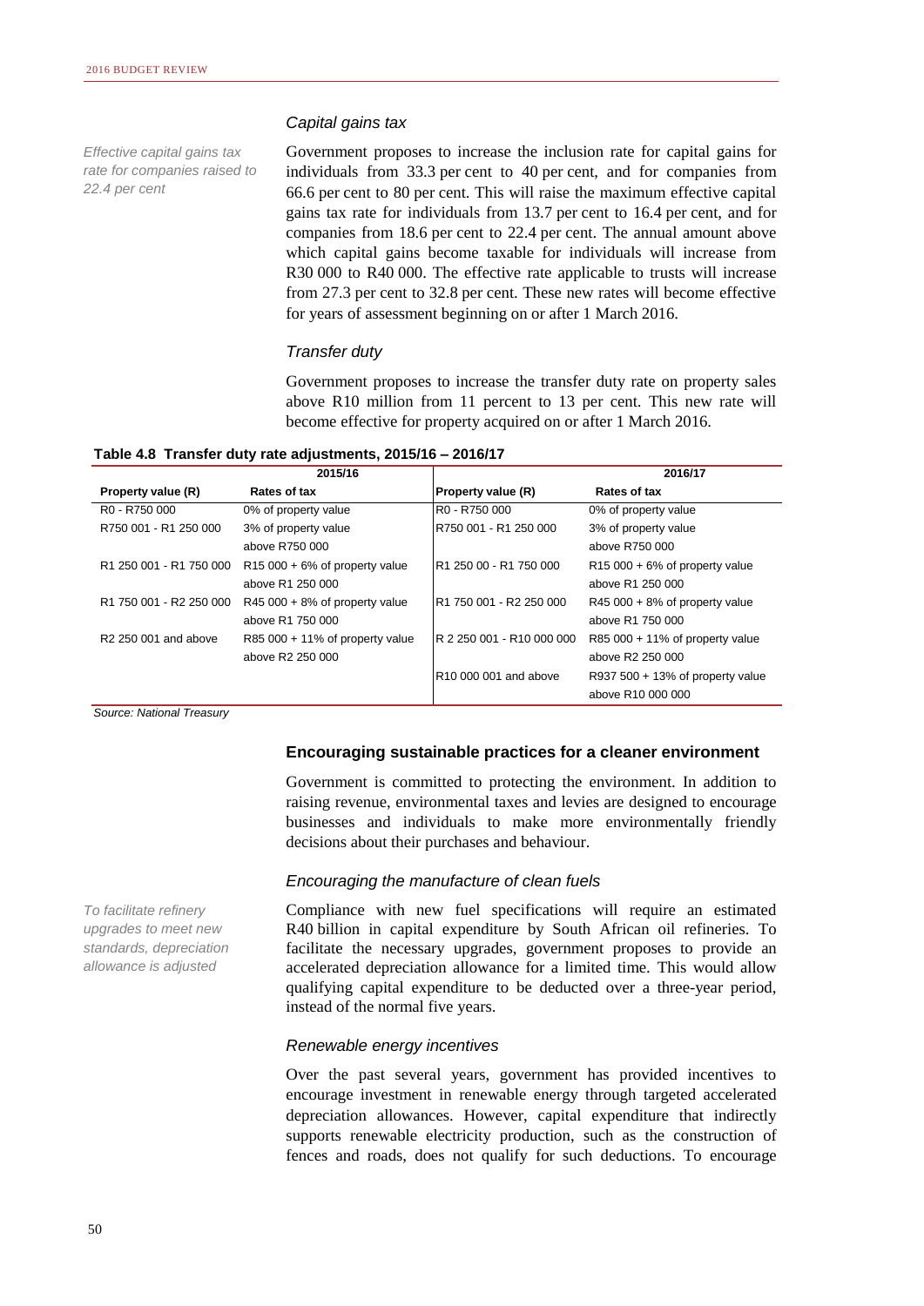### *Capital gains tax*

*Effective capital gains tax rate for companies raised to 22.4 per cent*

Government proposes to increase the inclusion rate for capital gains for individuals from 33.3 per cent to 40 per cent, and for companies from 66.6 per cent to 80 per cent. This will raise the maximum effective capital gains tax rate for individuals from 13.7 per cent to 16.4 per cent, and for companies from 18.6 per cent to 22.4 per cent. The annual amount above which capital gains become taxable for individuals will increase from R30 000 to R40 000. The effective rate applicable to trusts will increase from 27.3 per cent to 32.8 per cent. These new rates will become effective for years of assessment beginning on or after 1 March 2016.

### *Transfer duty*

Government proposes to increase the transfer duty rate on property sales above R10 million from 11 percent to 13 per cent. This new rate will become effective for property acquired on or after 1 March 2016.

**Table 4.8 Transfer duty rate adjustments, 2015/16 – 2016/17**

| 2015/16 | | 2016/17 | |
|---|---|---|---|
| **Property value (R)** | **Rates of tax** | **Property value (R)** | **Rates of tax** |
| R0 - R750 000 | 0% of property value | R0 - R750 000 | 0% of property value |
| R750 001 - R1 250 000 | 3% of property value above R750 000 | R750 001 - R1 250 000 | 3% of property value above R750 000 |
| R1 250 001 - R1 750 000 | R15 000 + 6% of property value above R1 250 000 | R1 250 00 - R1 750 000 | R15 000 + 6% of property value above R1 250 000 |
| R1 750 001 - R2 250 000 | R45 000 + 8% of property value above R1 750 000 | R1 750 001 - R2 250 000 | R45 000 + 8% of property value above R1 750 000 |
| R2 250 001 and above | R85 000 + 11% of property value above R2 250 000 | R 2 250 001 - R10 000 000 | R85 000 + 11% of property value above R2 250 000 |
| | | R10 000 001 and above | R937 500 + 13% of property value above R10 000 000 |

*Source: National Treasury*

## Encouraging sustainable practices for a cleaner environment

Government is committed to protecting the environment. In addition to raising revenue, environmental taxes and levies are designed to encourage businesses and individuals to make more environmentally friendly decisions about their purchases and behaviour.

### *Encouraging the manufacture of clean fuels*

*To facilitate refinery upgrades to meet new standards, depreciation allowance is adjusted*

Compliance with new fuel specifications will require an estimated R40 billion in capital expenditure by South African oil refineries. To facilitate the necessary upgrades, government proposes to provide an accelerated depreciation allowance for a limited time. This would allow qualifying capital expenditure to be deducted over a three-year period, instead of the normal five years.

### *Renewable energy incentives*

Over the past several years, government has provided incentives to encourage investment in renewable energy through targeted accelerated depreciation allowances. However, capital expenditure that indirectly supports renewable electricity production, such as the construction of fences and roads, does not qualify for such deductions. To encourage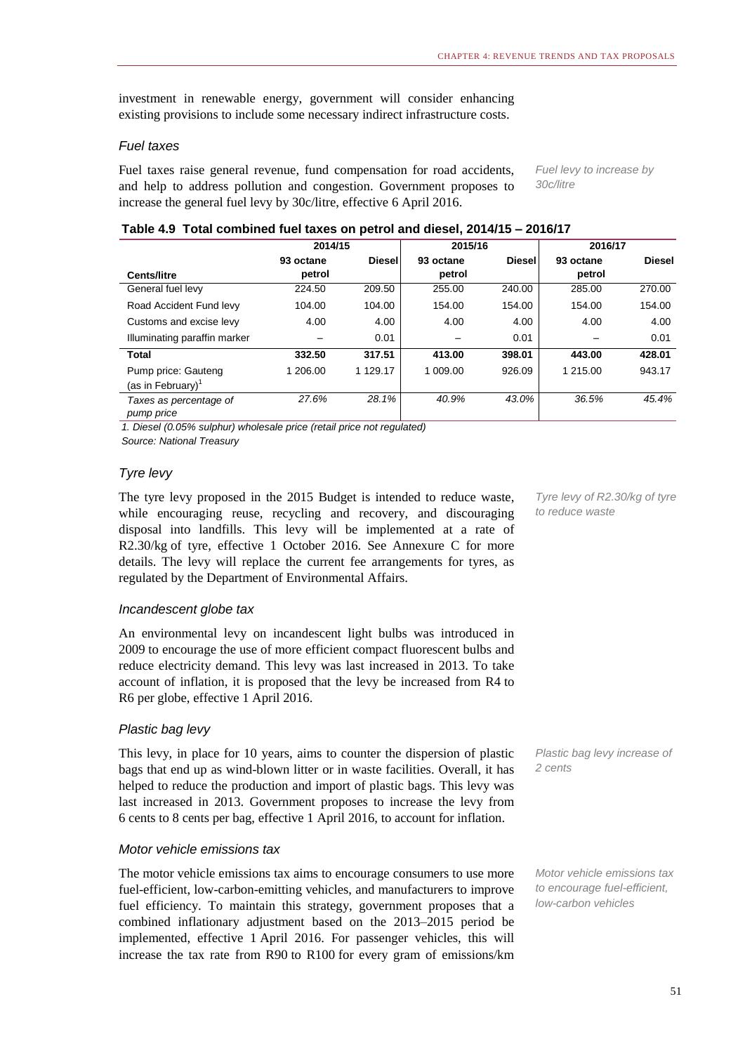investment in renewable energy, government will consider enhancing existing provisions to include some necessary indirect infrastructure costs.

### *Fuel taxes*

Fuel taxes raise general revenue, fund compensation for road accidents, and help to address pollution and congestion. Government proposes to increase the general fuel levy by 30c/litre, effective 6 April 2016.

*Fuel levy to increase by 30c/litre*

**Table 4.9 Total combined fuel taxes on petrol and diesel, 2014/15 – 2016/17**

| | 2014/15 | | 2015/16 | | 2016/17 | |
|---|---|---|---|---|---|---|
| **Cents/litre** | 93 octane petrol | Diesel | 93 octane petrol | Diesel | 93 octane petrol | Diesel |
| General fuel levy | 224.50 | 209.50 | 255.00 | 240.00 | 285.00 | 270.00 |
| Road Accident Fund levy | 104.00 | 104.00 | 154.00 | 154.00 | 154.00 | 154.00 |
| Customs and excise levy | 4.00 | 4.00 | 4.00 | 4.00 | 4.00 | 4.00 |
| Illuminating paraffin marker | – | 0.01 | – | 0.01 | – | 0.01 |
| **Total** | **332.50** | **317.51** | **413.00** | **398.01** | **443.00** | **428.01** |
| Pump price: Gauteng (as in February)[1] | 1 206.00 | 1 129.17 | 1 009.00 | 926.09 | 1 215.00 | 943.17 |
| *Taxes as percentage of pump price* | *27.6%* | *28.1%* | *40.9%* | *43.0%* | *36.5%* | *45.4%* |

*1. Diesel (0.05% sulphur) wholesale price (retail price not regulated)*
*Source: National Treasury*

### *Tyre levy*

The tyre levy proposed in the 2015 Budget is intended to reduce waste, while encouraging reuse, recycling and recovery, and discouraging disposal into landfills. This levy will be implemented at a rate of R2.30/kg of tyre, effective 1 October 2016. See Annexure C for more details. The levy will replace the current fee arrangements for tyres, as regulated by the Department of Environmental Affairs.

*Tyre levy of R2.30/kg of tyre to reduce waste*

### *Incandescent globe tax*

An environmental levy on incandescent light bulbs was introduced in 2009 to encourage the use of more efficient compact fluorescent bulbs and reduce electricity demand. This levy was last increased in 2013. To take account of inflation, it is proposed that the levy be increased from R4 to R6 per globe, effective 1 April 2016.

### *Plastic bag levy*

This levy, in place for 10 years, aims to counter the dispersion of plastic bags that end up as wind-blown litter or in waste facilities. Overall, it has helped to reduce the production and import of plastic bags. This levy was last increased in 2013. Government proposes to increase the levy from 6 cents to 8 cents per bag, effective 1 April 2016, to account for inflation.

*Plastic bag levy increase of 2 cents*

### *Motor vehicle emissions tax*

The motor vehicle emissions tax aims to encourage consumers to use more fuel-efficient, low-carbon-emitting vehicles, and manufacturers to improve fuel efficiency. To maintain this strategy, government proposes that a combined inflationary adjustment based on the 2013–2015 period be implemented, effective 1 April 2016. For passenger vehicles, this will increase the tax rate from R90 to R100 for every gram of emissions/km

*Motor vehicle emissions tax to encourage fuel-efficient, low-carbon vehicles*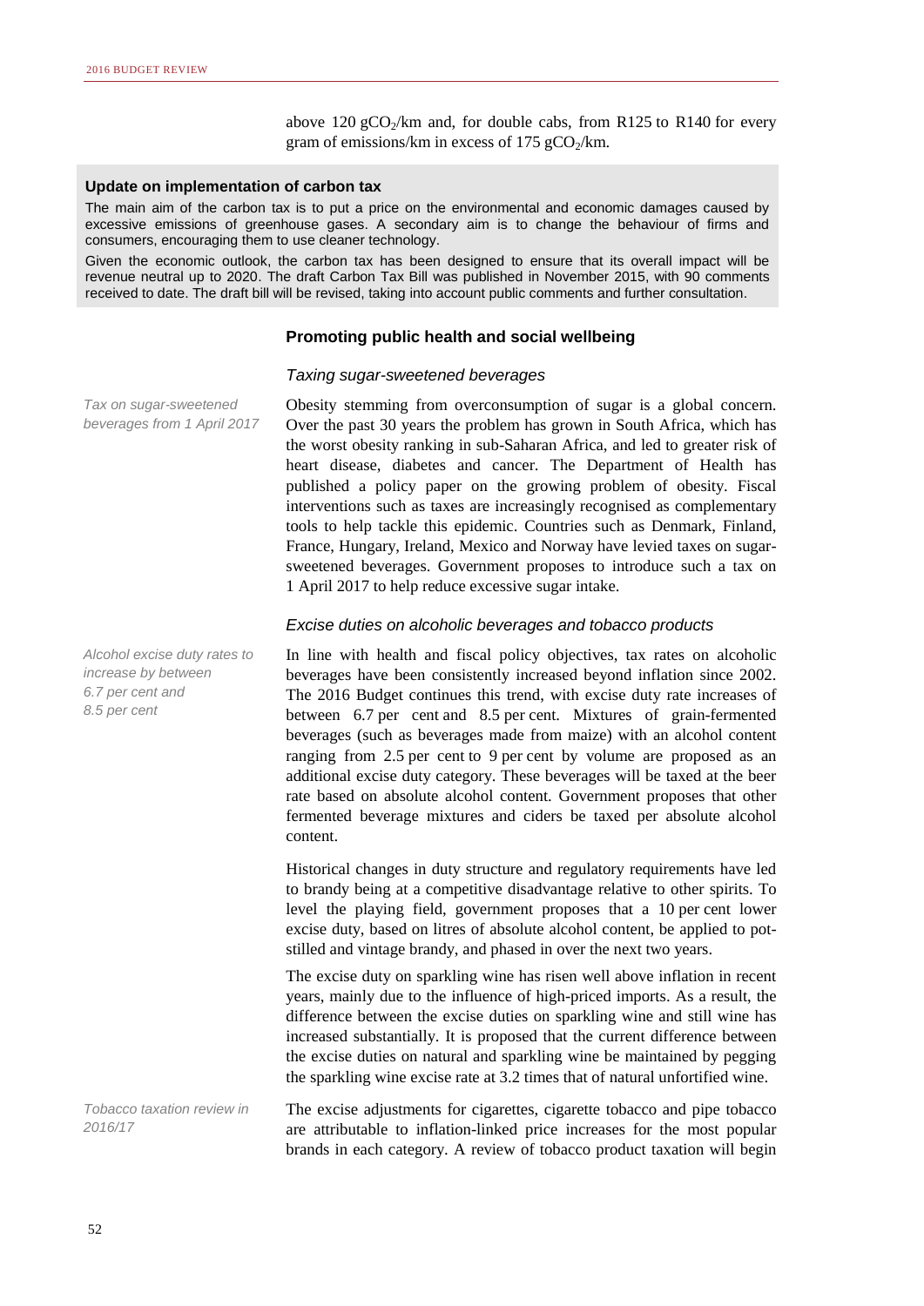above 120 $gCO_2$/km and, for double cabs, from R125 to R140 for every gram of emissions/km in excess of 175 $gCO_2$/km.

**Update on implementation of carbon tax**

The main aim of the carbon tax is to put a price on the environmental and economic damages caused by excessive emissions of greenhouse gases. A secondary aim is to change the behaviour of firms and consumers, encouraging them to use cleaner technology.

Given the economic outlook, the carbon tax has been designed to ensure that its overall impact will be revenue neutral up to 2020. The draft Carbon Tax Bill was published in November 2015, with 90 comments received to date. The draft bill will be revised, taking into account public comments and further consultation.

### Promoting public health and social wellbeing

#### *Taxing sugar-sweetened beverages*

*Tax on sugar-sweetened beverages from 1 April 2017*

Obesity stemming from overconsumption of sugar is a global concern. Over the past 30 years the problem has grown in South Africa, which has the worst obesity ranking in sub-Saharan Africa, and led to greater risk of heart disease, diabetes and cancer. The Department of Health has published a policy paper on the growing problem of obesity. Fiscal interventions such as taxes are increasingly recognised as complementary tools to help tackle this epidemic. Countries such as Denmark, Finland, France, Hungary, Ireland, Mexico and Norway have levied taxes on sugar-sweetened beverages. Government proposes to introduce such a tax on 1 April 2017 to help reduce excessive sugar intake.

#### *Excise duties on alcoholic beverages and tobacco products*

*Alcohol excise duty rates to increase by between 6.7 per cent and 8.5 per cent*

In line with health and fiscal policy objectives, tax rates on alcoholic beverages have been consistently increased beyond inflation since 2002. The 2016 Budget continues this trend, with excise duty rate increases of between 6.7 per cent and 8.5 per cent. Mixtures of grain-fermented beverages (such as beverages made from maize) with an alcohol content ranging from 2.5 per cent to 9 per cent by volume are proposed as an additional excise duty category. These beverages will be taxed at the beer rate based on absolute alcohol content. Government proposes that other fermented beverage mixtures and ciders be taxed per absolute alcohol content.

Historical changes in duty structure and regulatory requirements have led to brandy being at a competitive disadvantage relative to other spirits. To level the playing field, government proposes that a 10 per cent lower excise duty, based on litres of absolute alcohol content, be applied to pot-stilled and vintage brandy, and phased in over the next two years.

The excise duty on sparkling wine has risen well above inflation in recent years, mainly due to the influence of high-priced imports. As a result, the difference between the excise duties on sparkling wine and still wine has increased substantially. It is proposed that the current difference between the excise duties on natural and sparkling wine be maintained by pegging the sparkling wine excise rate at 3.2 times that of natural unfortified wine.

*Tobacco taxation review in 2016/17*

The excise adjustments for cigarettes, cigarette tobacco and pipe tobacco are attributable to inflation-linked price increases for the most popular brands in each category. A review of tobacco product taxation will begin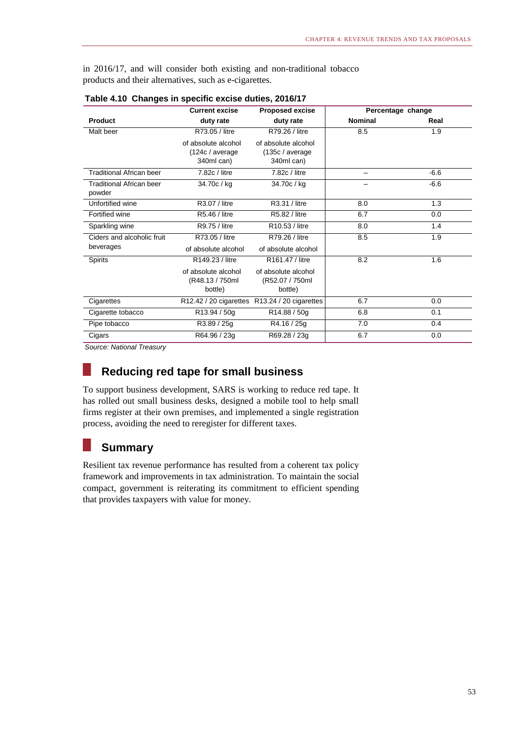in 2016/17, and will consider both existing and non-traditional tobacco products and their alternatives, such as e-cigarettes.

**Table 4.10 Changes in specific excise duties, 2016/17**

| Product | Current excise duty rate | Proposed excise duty rate | Percentage change | |
|---|---|---|---|---|
| | | | Nominal | Real |
| Malt beer | R73.05 / litre of absolute alcohol (124c / average 340ml can) | R79.26 / litre of absolute alcohol (135c / average 340ml can) | 8.5 | 1.9 |
| Traditional African beer | 7.82c / litre | 7.82c / litre | – | -6.6 |
| Traditional African beer powder | 34.70c / kg | 34.70c / kg | – | -6.6 |
| Unfortified wine | R3.07 / litre | R3.31 / litre | 8.0 | 1.3 |
| Fortified wine | R5.46 / litre | R5.82 / litre | 6.7 | 0.0 |
| Sparkling wine | R9.75 / litre | R10.53 / litre | 8.0 | 1.4 |
| Ciders and alcoholic fruit beverages | R73.05 / litre of absolute alcohol | R79.26 / litre of absolute alcohol | 8.5 | 1.9 |
| Spirits | R149.23 / litre of absolute alcohol (R48.13 / 750ml bottle) | R161.47 / litre of absolute alcohol (R52.07 / 750ml bottle) | 8.2 | 1.6 |
| Cigarettes | R12.42 / 20 cigarettes | R13.24 / 20 cigarettes | 6.7 | 0.0 |
| Cigarette tobacco | R13.94 / 50g | R14.88 / 50g | 6.8 | 0.1 |
| Pipe tobacco | R3.89 / 25g | R4.16 / 25g | 7.0 | 0.4 |
| Cigars | R64.96 / 23g | R69.28 / 23g | 6.7 | 0.0 |

*Source: National Treasury*

## Reducing red tape for small business

To support business development, SARS is working to reduce red tape. It has rolled out small business desks, designed a mobile tool to help small firms register at their own premises, and implemented a single registration process, avoiding the need to reregister for different taxes.

## Summary

Resilient tax revenue performance has resulted from a coherent tax policy framework and improvements in tax administration. To maintain the social compact, government is reiterating its commitment to efficient spending that provides taxpayers with value for money.